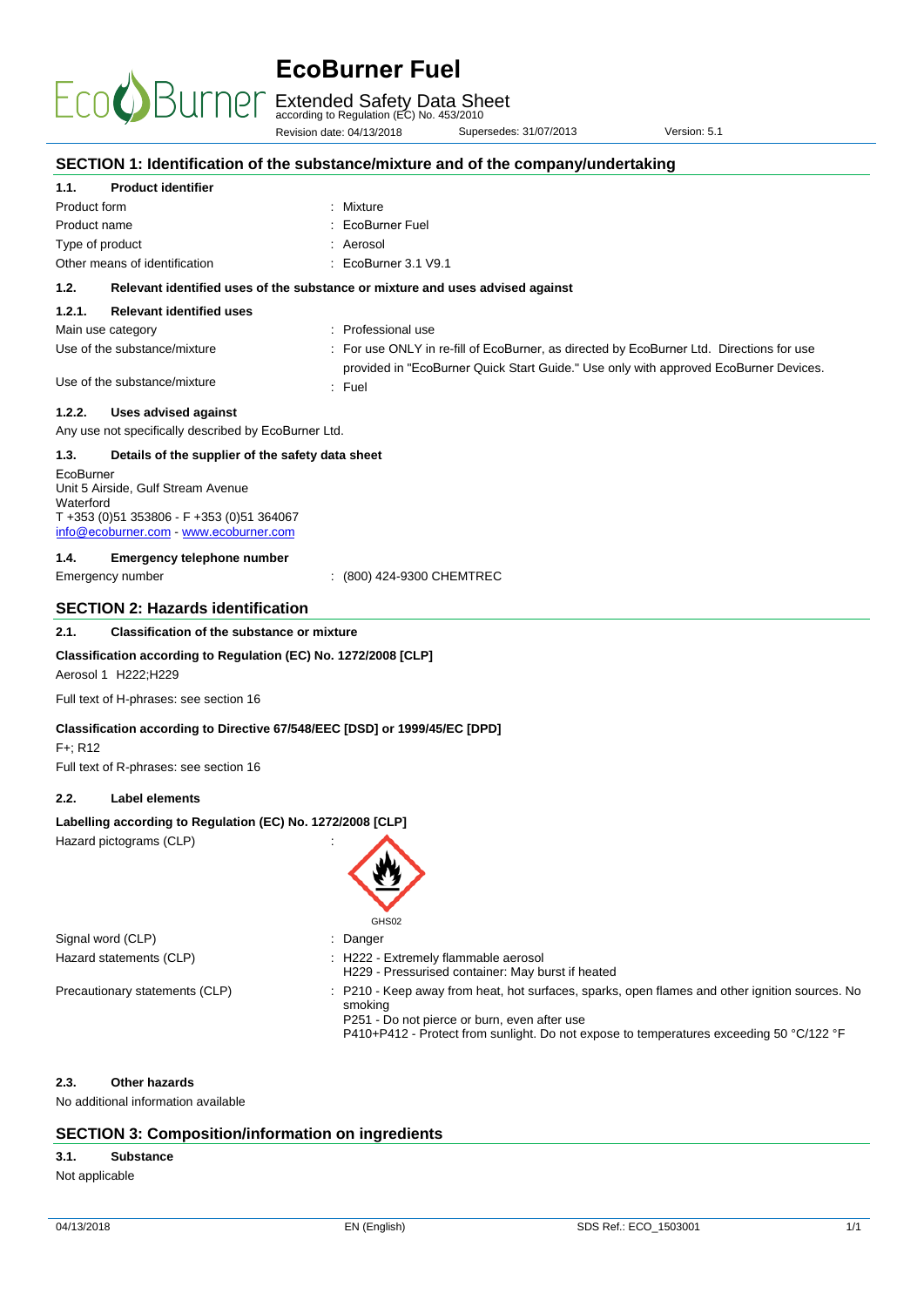# EcoBurner Fuel

Extended Safety Data Sheet
according to Regulation (EC) No. 453/2010

Revision date: 04/13/2018 Supersedes: 31/07/2013 Version: 5.1

## SECTION 1: Identification of the substance/mixture and of the company/undertaking

### 1.1. Product identifier

| | |
|---|---|
| Product form | : Mixture |
| Product name | : EcoBurner Fuel |
| Type of product | : Aerosol |
| Other means of identification | : EcoBurner 3.1 V9.1 |

### 1.2. Relevant identified uses of the substance or mixture and uses advised against

#### 1.2.1. Relevant identified uses

| | |
|---|---|
| Main use category | : Professional use |
| Use of the substance/mixture | : For use ONLY in re-fill of EcoBurner, as directed by EcoBurner Ltd. Directions for use provided in "EcoBurner Quick Start Guide." Use only with approved EcoBurner Devices. |
| Use of the substance/mixture | : Fuel |

#### 1.2.2. Uses advised against

Any use not specifically described by EcoBurner Ltd.

### 1.3. Details of the supplier of the safety data sheet

EcoBurner
Unit 5 Airside, Gulf Stream Avenue
Waterford
T +353 (0)51 353806 - F +353 (0)51 364067
info@ecoburner.com - www.ecoburner.com

### 1.4. Emergency telephone number

| | |
|---|---|
| Emergency number | : (800) 424-9300 CHEMTREC |

## SECTION 2: Hazards identification

### 2.1. Classification of the substance or mixture

**Classification according to Regulation (EC) No. 1272/2008 [CLP]**

Aerosol 1 H222;H229

Full text of H-phrases: see section 16

**Classification according to Directive 67/548/EEC [DSD] or 1999/45/EC [DPD]**

F+; R12

Full text of R-phrases: see section 16

### 2.2. Label elements

**Labelling according to Regulation (EC) No. 1272/2008 [CLP]**

Hazard pictograms (CLP) :

GHS02

| | |
|---|---|
| Signal word (CLP) | : Danger |
| Hazard statements (CLP) | : H222 - Extremely flammable aerosol<br>H229 - Pressurised container: May burst if heated |
| Precautionary statements (CLP) | : P210 - Keep away from heat, hot surfaces, sparks, open flames and other ignition sources. No smoking<br>P251 - Do not pierce or burn, even after use<br>P410+P412 - Protect from sunlight. Do not expose to temperatures exceeding 50 °C/122 °F |

### 2.3. Other hazards

No additional information available

## SECTION 3: Composition/information on ingredients

### 3.1. Substance

Not applicable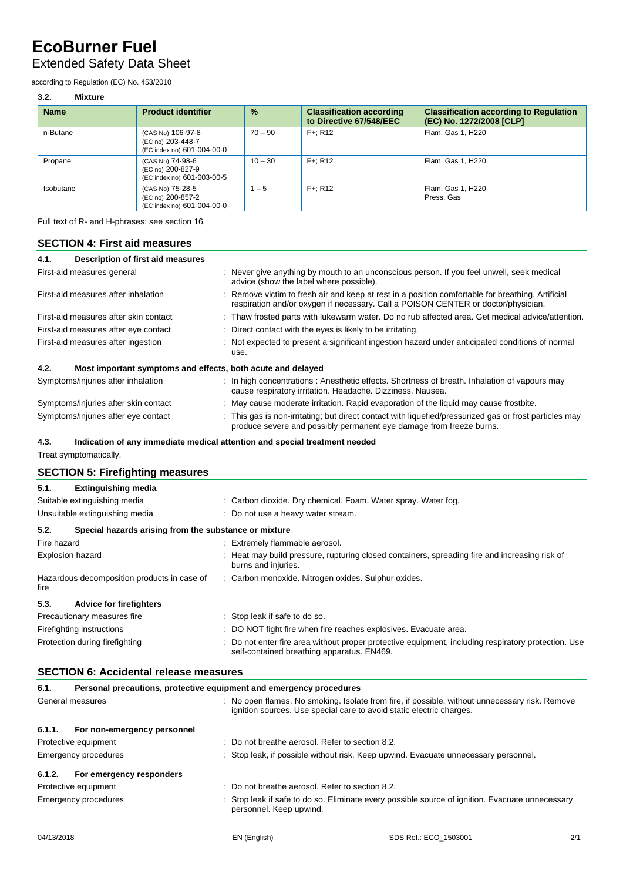### 3.2. Mixture

| Name | Product identifier | % | Classification according to Directive 67/548/EEC | Classification according to Regulation (EC) No. 1272/2008 [CLP] |
|---|---|---|---|---|
| n-Butane | (CAS No) 106-97-8<br>(EC no) 203-448-7<br>(EC index no) 601-004-00-0 | 70 – 90 | F+; R12 | Flam. Gas 1, H220 |
| Propane | (CAS No) 74-98-6<br>(EC no) 200-827-9<br>(EC index no) 601-003-00-5 | 10 – 30 | F+; R12 | Flam. Gas 1, H220 |
| Isobutane | (CAS No) 75-28-5<br>(EC no) 200-857-2<br>(EC index no) 601-004-00-0 | 1 – 5 | F+; R12 | Flam. Gas 1, H220<br>Press. Gas |

Full text of R- and H-phrases: see section 16

## SECTION 4: First aid measures

### 4.1. Description of first aid measures

First-aid measures general : Never give anything by mouth to an unconscious person. If you feel unwell, seek medical advice (show the label where possible).

First-aid measures after inhalation : Remove victim to fresh air and keep at rest in a position comfortable for breathing. Artificial respiration and/or oxygen if necessary. Call a POISON CENTER or doctor/physician.

First-aid measures after skin contact : Thaw frosted parts with lukewarm water. Do no rub affected area. Get medical advice/attention.

First-aid measures after eye contact : Direct contact with the eyes is likely to be irritating.

First-aid measures after ingestion : Not expected to present a significant ingestion hazard under anticipated conditions of normal use.

### 4.2. Most important symptoms and effects, both acute and delayed

Symptoms/injuries after inhalation : In high concentrations : Anesthetic effects. Shortness of breath. Inhalation of vapours may cause respiratory irritation. Headache. Dizziness. Nausea.

Symptoms/injuries after skin contact : May cause moderate irritation. Rapid evaporation of the liquid may cause frostbite.

Symptoms/injuries after eye contact : This gas is non-irritating; but direct contact with liquefied/pressurized gas or frost particles may produce severe and possibly permanent eye damage from freeze burns.

### 4.3. Indication of any immediate medical attention and special treatment needed

Treat symptomatically.

## SECTION 5: Firefighting measures

### 5.1. Extinguishing media

Suitable extinguishing media : Carbon dioxide. Dry chemical. Foam. Water spray. Water fog.

Unsuitable extinguishing media : Do not use a heavy water stream.

### 5.2. Special hazards arising from the substance or mixture

Fire hazard : Extremely flammable aerosol.

Explosion hazard : Heat may build pressure, rupturing closed containers, spreading fire and increasing risk of burns and injuries.

Hazardous decomposition products in case of fire : Carbon monoxide. Nitrogen oxides. Sulphur oxides.

### 5.3. Advice for firefighters

Precautionary measures fire : Stop leak if safe to do so.

Firefighting instructions : DO NOT fight fire when fire reaches explosives. Evacuate area.

Protection during firefighting : Do not enter fire area without proper protective equipment, including respiratory protection. Use self-contained breathing apparatus. EN469.

## SECTION 6: Accidental release measures

### 6.1. Personal precautions, protective equipment and emergency procedures

General measures : No open flames. No smoking. Isolate from fire, if possible, without unnecessary risk. Remove ignition sources. Use special care to avoid static electric charges.

#### 6.1.1. For non-emergency personnel

Protective equipment : Do not breathe aerosol. Refer to section 8.2.

Emergency procedures : Stop leak, if possible without risk. Keep upwind. Evacuate unnecessary personnel.

#### 6.1.2. For emergency responders

Protective equipment : Do not breathe aerosol. Refer to section 8.2.

Emergency procedures : Stop leak if safe to do so. Eliminate every possible source of ignition. Evacuate unnecessary personnel. Keep upwind.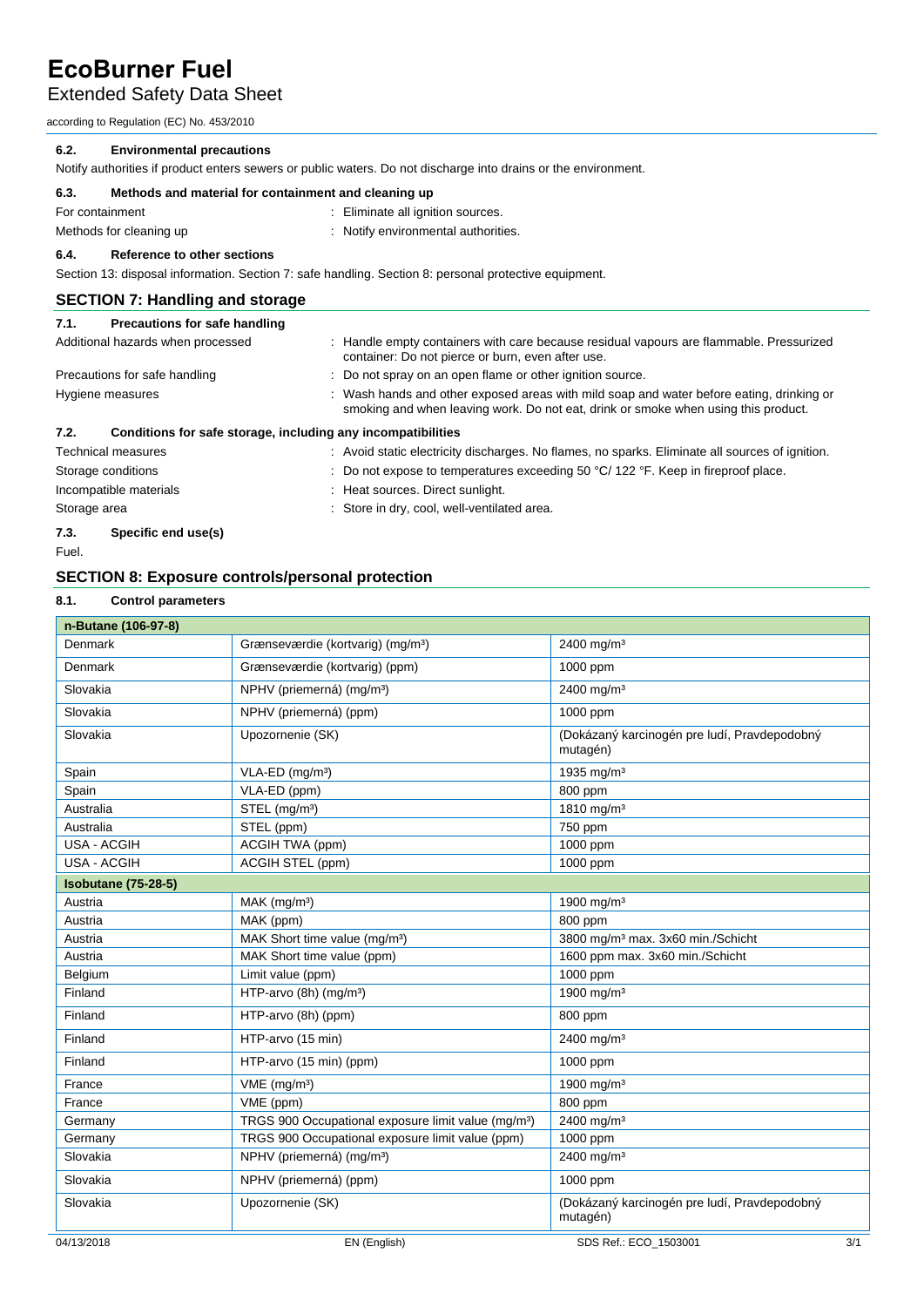### 6.2. Environmental precautions

Notify authorities if product enters sewers or public waters. Do not discharge into drains or the environment.

### 6.3. Methods and material for containment and cleaning up

For containment : Eliminate all ignition sources.

Methods for cleaning up : Notify environmental authorities.

### 6.4. Reference to other sections

Section 13: disposal information. Section 7: safe handling. Section 8: personal protective equipment.

## SECTION 7: Handling and storage

### 7.1. Precautions for safe handling

Additional hazards when processed : Handle empty containers with care because residual vapours are flammable. Pressurized container: Do not pierce or burn, even after use.

Precautions for safe handling : Do not spray on an open flame or other ignition source.

Hygiene measures : Wash hands and other exposed areas with mild soap and water before eating, drinking or smoking and when leaving work. Do not eat, drink or smoke when using this product.

### 7.2. Conditions for safe storage, including any incompatibilities

Technical measures : Avoid static electricity discharges. No flames, no sparks. Eliminate all sources of ignition.

Storage conditions : Do not expose to temperatures exceeding 50 °C/ 122 °F. Keep in fireproof place.

Incompatible materials : Heat sources. Direct sunlight.

Storage area : Store in dry, cool, well-ventilated area.

### 7.3. Specific end use(s)

Fuel.

## SECTION 8: Exposure controls/personal protection

### 8.1. Control parameters

| n-Butane (106-97-8) | | |
|---|---|---|
| Denmark | Grænseværdie (kortvarig) (mg/m³) | 2400 mg/m³ |
| Denmark | Grænseværdie (kortvarig) (ppm) | 1000 ppm |
| Slovakia | NPHV (priemerná) (mg/m³) | 2400 mg/m³ |
| Slovakia | NPHV (priemerná) (ppm) | 1000 ppm |
| Slovakia | Upozornenie (SK) | (Dokázaný karcinogén pre ludí, Pravdepodobný mutagén) |
| Spain | VLA-ED (mg/m³) | 1935 mg/m³ |
| Spain | VLA-ED (ppm) | 800 ppm |
| Australia | STEL (mg/m³) | 1810 mg/m³ |
| Australia | STEL (ppm) | 750 ppm |
| USA - ACGIH | ACGIH TWA (ppm) | 1000 ppm |
| USA - ACGIH | ACGIH STEL (ppm) | 1000 ppm |
| **Isobutane (75-28-5)** | | |
| Austria | MAK (mg/m³) | 1900 mg/m³ |
| Austria | MAK (ppm) | 800 ppm |
| Austria | MAK Short time value (mg/m³) | 3800 mg/m³ max. 3x60 min./Schicht |
| Austria | MAK Short time value (ppm) | 1600 ppm max. 3x60 min./Schicht |
| Belgium | Limit value (ppm) | 1000 ppm |
| Finland | HTP-arvo (8h) (mg/m³) | 1900 mg/m³ |
| Finland | HTP-arvo (8h) (ppm) | 800 ppm |
| Finland | HTP-arvo (15 min) | 2400 mg/m³ |
| Finland | HTP-arvo (15 min) (ppm) | 1000 ppm |
| France | VME (mg/m³) | 1900 mg/m³ |
| France | VME (ppm) | 800 ppm |
| Germany | TRGS 900 Occupational exposure limit value (mg/m³) | 2400 mg/m³ |
| Germany | TRGS 900 Occupational exposure limit value (ppm) | 1000 ppm |
| Slovakia | NPHV (priemerná) (mg/m³) | 2400 mg/m³ |
| Slovakia | NPHV (priemerná) (ppm) | 1000 ppm |
| Slovakia | Upozornenie (SK) | (Dokázaný karcinogén pre ludí, Pravdepodobný mutagén) |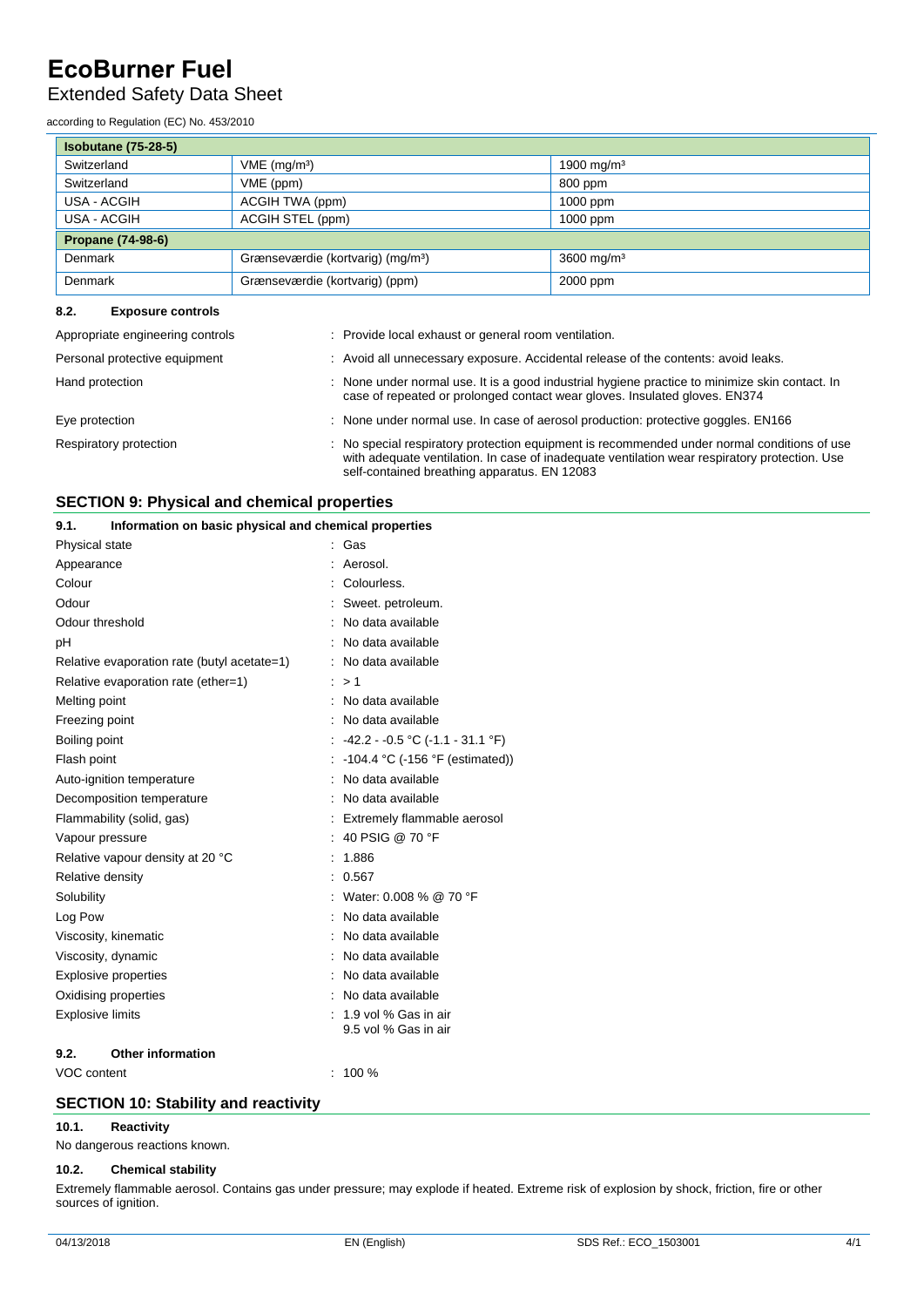| Isobutane (75-28-5) | | |
|---|---|---|
| Switzerland | VME (mg/m³) | 1900 mg/m³ |
| Switzerland | VME (ppm) | 800 ppm |
| USA - ACGIH | ACGIH TWA (ppm) | 1000 ppm |
| USA - ACGIH | ACGIH STEL (ppm) | 1000 ppm |
| **Propane (74-98-6)** | | |
| Denmark | Grænseværdie (kortvarig) (mg/m³) | 3600 mg/m³ |
| Denmark | Grænseværdie (kortvarig) (ppm) | 2000 ppm |

### 8.2. Exposure controls

| | |
|---|---|
| Appropriate engineering controls | : Provide local exhaust or general room ventilation. |
| Personal protective equipment | : Avoid all unnecessary exposure. Accidental release of the contents: avoid leaks. |
| Hand protection | : None under normal use. It is a good industrial hygiene practice to minimize skin contact. In case of repeated or prolonged contact wear gloves. Insulated gloves. EN374 |
| Eye protection | : None under normal use. In case of aerosol production: protective goggles. EN166 |
| Respiratory protection | : No special respiratory protection equipment is recommended under normal conditions of use with adequate ventilation. In case of inadequate ventilation wear respiratory protection. Use self-contained breathing apparatus. EN 12083 |

## SECTION 9: Physical and chemical properties

### 9.1. Information on basic physical and chemical properties

| | |
|---|---|
| Physical state | : Gas |
| Appearance | : Aerosol. |
| Colour | : Colourless. |
| Odour | : Sweet. petroleum. |
| Odour threshold | : No data available |
| pH | : No data available |
| Relative evaporation rate (butyl acetate=1) | : No data available |
| Relative evaporation rate (ether=1) | : > 1 |
| Melting point | : No data available |
| Freezing point | : No data available |
| Boiling point | : -42.2 - -0.5 °C (-1.1 - 31.1 °F) |
| Flash point | : -104.4 °C (-156 °F (estimated)) |
| Auto-ignition temperature | : No data available |
| Decomposition temperature | : No data available |
| Flammability (solid, gas) | : Extremely flammable aerosol |
| Vapour pressure | : 40 PSIG @ 70 °F |
| Relative vapour density at 20 °C | : 1.886 |
| Relative density | : 0.567 |
| Solubility | : Water: 0.008 % @ 70 °F |
| Log Pow | : No data available |
| Viscosity, kinematic | : No data available |
| Viscosity, dynamic | : No data available |
| Explosive properties | : No data available |
| Oxidising properties | : No data available |
| Explosive limits | : 1.9 vol % Gas in air<br>9.5 vol % Gas in air |

### 9.2. Other information

| | |
|---|---|
| VOC content | : 100 % |

## SECTION 10: Stability and reactivity

### 10.1. Reactivity

No dangerous reactions known.

### 10.2. Chemical stability

Extremely flammable aerosol. Contains gas under pressure; may explode if heated. Extreme risk of explosion by shock, friction, fire or other sources of ignition.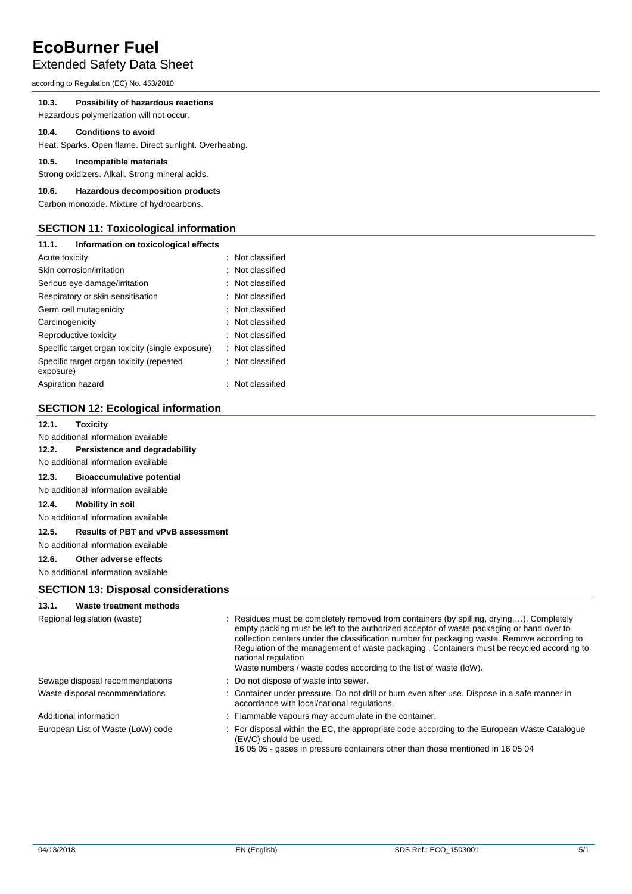#### 10.3. Possibility of hazardous reactions

Hazardous polymerization will not occur.

#### 10.4. Conditions to avoid

Heat. Sparks. Open flame. Direct sunlight. Overheating.

#### 10.5. Incompatible materials

Strong oxidizers. Alkali. Strong mineral acids.

#### 10.6. Hazardous decomposition products

Carbon monoxide. Mixture of hydrocarbons.

## SECTION 11: Toxicological information

#### 11.1. Information on toxicological effects

| | |
|---|---|
| Acute toxicity | : Not classified |
| Skin corrosion/irritation | : Not classified |
| Serious eye damage/irritation | : Not classified |
| Respiratory or skin sensitisation | : Not classified |
| Germ cell mutagenicity | : Not classified |
| Carcinogenicity | : Not classified |
| Reproductive toxicity | : Not classified |
| Specific target organ toxicity (single exposure) | : Not classified |
| Specific target organ toxicity (repeated exposure) | : Not classified |
| Aspiration hazard | : Not classified |

## SECTION 12: Ecological information

#### 12.1. Toxicity

No additional information available

#### 12.2. Persistence and degradability

No additional information available

#### 12.3. Bioaccumulative potential

No additional information available

#### 12.4. Mobility in soil

No additional information available

#### 12.5. Results of PBT and vPvB assessment

No additional information available

#### 12.6. Other adverse effects

No additional information available

## SECTION 13: Disposal considerations

#### 13.1. Waste treatment methods

| | |
|---|---|
| Regional legislation (waste) | : Residues must be completely removed from containers (by spilling, drying,…). Completely empty packing must be left to the authorized acceptor of waste packaging or hand over to collection centers under the classification number for packaging waste. Remove according to Regulation of the management of waste packaging . Containers must be recycled according to national regulation<br>Waste numbers / waste codes according to the list of waste (loW). |
| Sewage disposal recommendations | : Do not dispose of waste into sewer. |
| Waste disposal recommendations | : Container under pressure. Do not drill or burn even after use. Dispose in a safe manner in accordance with local/national regulations. |
| Additional information | : Flammable vapours may accumulate in the container. |
| European List of Waste (LoW) code | : For disposal within the EC, the appropriate code according to the European Waste Catalogue (EWC) should be used.<br>16 05 05 - gases in pressure containers other than those mentioned in 16 05 04 |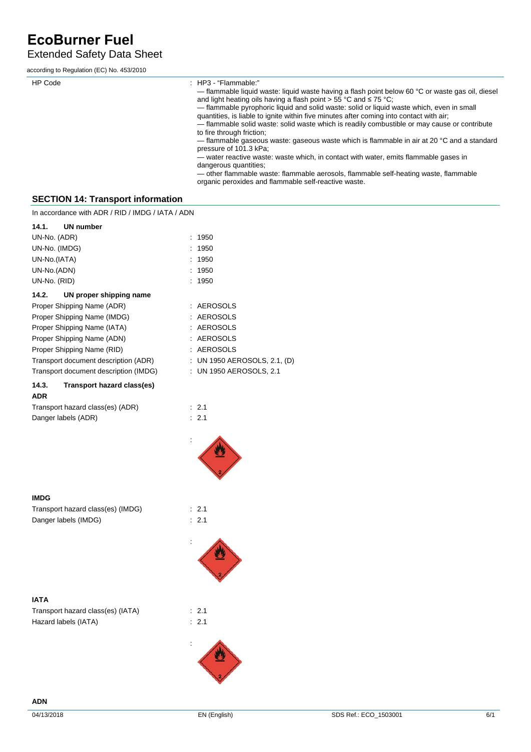| | |
|---|---|
| HP Code | : HP3 - "Flammable:" <br> — flammable liquid waste: liquid waste having a flash point below 60 °C or waste gas oil, diesel and light heating oils having a flash point > 55 °C and ≤ 75 °C; <br> — flammable pyrophoric liquid and solid waste: solid or liquid waste which, even in small quantities, is liable to ignite within five minutes after coming into contact with air; <br> — flammable solid waste: solid waste which is readily combustible or may cause or contribute to fire through friction; <br> — flammable gaseous waste: gaseous waste which is flammable in air at 20 °C and a standard pressure of 101.3 kPa; <br> — water reactive waste: waste which, in contact with water, emits flammable gases in dangerous quantities; <br> — other flammable waste: flammable aerosols, flammable self-heating waste, flammable organic peroxides and flammable self-reactive waste. |

## SECTION 14: Transport information

In accordance with ADR / RID / IMDG / IATA / ADN

### 14.1. UN number

| | |
|---|---|
| UN-No. (ADR) | : 1950 |
| UN-No. (IMDG) | : 1950 |
| UN-No.(IATA) | : 1950 |
| UN-No.(ADN) | : 1950 |
| UN-No. (RID) | : 1950 |

### 14.2. UN proper shipping name

| | |
|---|---|
| Proper Shipping Name (ADR) | : AEROSOLS |
| Proper Shipping Name (IMDG) | : AEROSOLS |
| Proper Shipping Name (IATA) | : AEROSOLS |
| Proper Shipping Name (ADN) | : AEROSOLS |
| Proper Shipping Name (RID) | : AEROSOLS |
| Transport document description (ADR) | : UN 1950 AEROSOLS, 2.1, (D) |
| Transport document description (IMDG) | : UN 1950 AEROSOLS, 2.1 |

### 14.3. Transport hazard class(es)

**ADR**

| | |
|---|---|
| Transport hazard class(es) (ADR) | : 2.1 |
| Danger labels (ADR) | : 2.1 |

**IMDG**

| | |
|---|---|
| Transport hazard class(es) (IMDG) | : 2.1 |
| Danger labels (IMDG) | : 2.1 |

**IATA**

| | |
|---|---|
| Transport hazard class(es) (IATA) | : 2.1 |
| Hazard labels (IATA) | : 2.1 |

**ADN**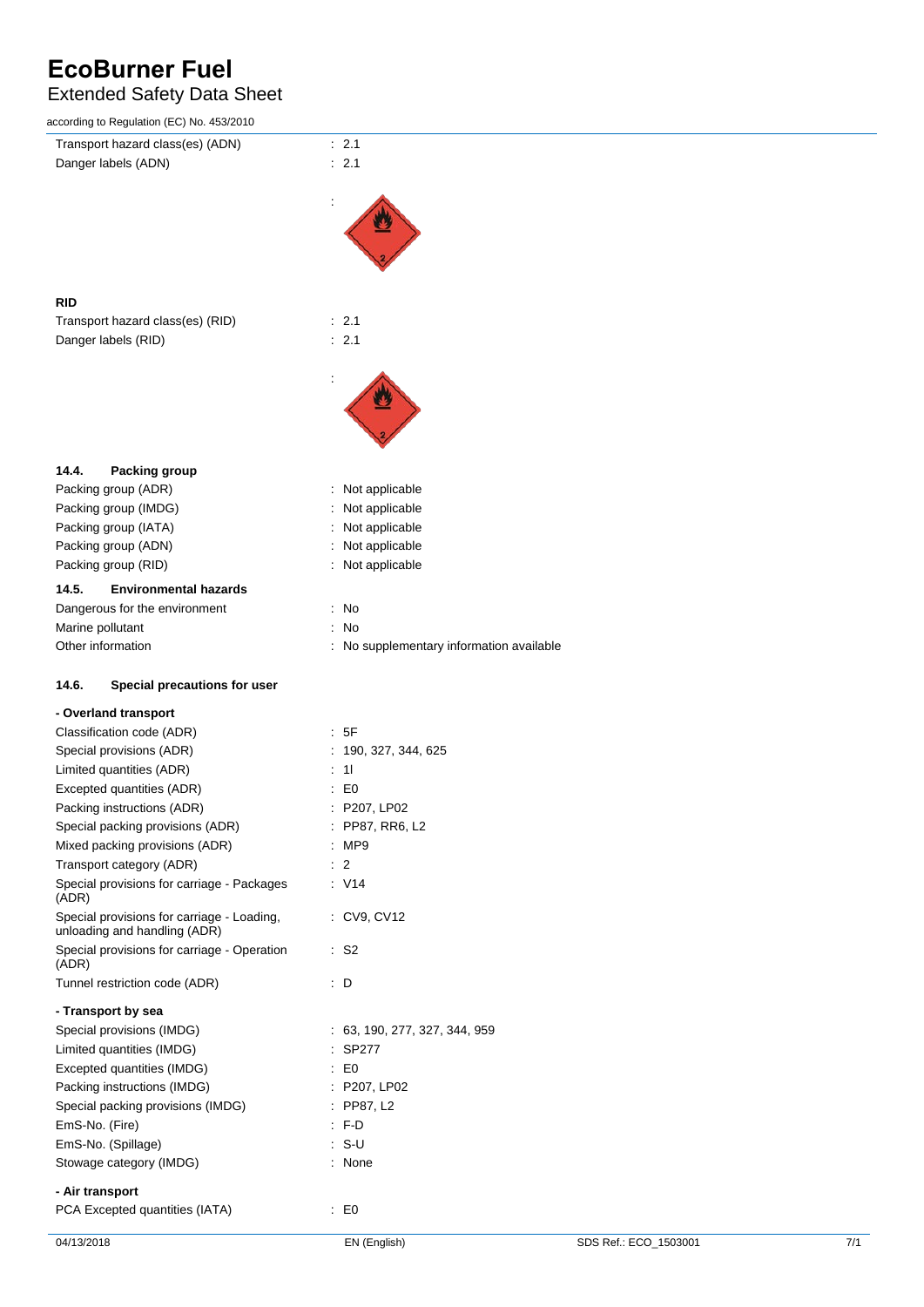| | |
|---|---|
| Transport hazard class(es) (ADN) | : 2.1 |
| Danger labels (ADN) | : 2.1 |
| | : |

**RID**

| | |
|---|---|
| Transport hazard class(es) (RID) | : 2.1 |
| Danger labels (RID) | : 2.1 |
| | : |

### 14.4. Packing group

| | |
|---|---|
| Packing group (ADR) | : Not applicable |
| Packing group (IMDG) | : Not applicable |
| Packing group (IATA) | : Not applicable |
| Packing group (ADN) | : Not applicable |
| Packing group (RID) | : Not applicable |

### 14.5. Environmental hazards

| | |
|---|---|
| Dangerous for the environment | : No |
| Marine pollutant | : No |
| Other information | : No supplementary information available |

### 14.6. Special precautions for user

**- Overland transport**

| | |
|---|---|
| Classification code (ADR) | : 5F |
| Special provisions (ADR) | : 190, 327, 344, 625 |
| Limited quantities (ADR) | : 1l |
| Excepted quantities (ADR) | : E0 |
| Packing instructions (ADR) | : P207, LP02 |
| Special packing provisions (ADR) | : PP87, RR6, L2 |
| Mixed packing provisions (ADR) | : MP9 |
| Transport category (ADR) | : 2 |
| Special provisions for carriage - Packages (ADR) | : V14 |
| Special provisions for carriage - Loading, unloading and handling (ADR) | : CV9, CV12 |
| Special provisions for carriage - Operation (ADR) | : S2 |
| Tunnel restriction code (ADR) | : D |

**- Transport by sea**

| | |
|---|---|
| Special provisions (IMDG) | : 63, 190, 277, 327, 344, 959 |
| Limited quantities (IMDG) | : SP277 |
| Excepted quantities (IMDG) | : E0 |
| Packing instructions (IMDG) | : P207, LP02 |
| Special packing provisions (IMDG) | : PP87, L2 |
| EmS-No. (Fire) | : F-D |
| EmS-No. (Spillage) | : S-U |
| Stowage category (IMDG) | : None |

**- Air transport**

| | |
|---|---|
| PCA Excepted quantities (IATA) | : E0 |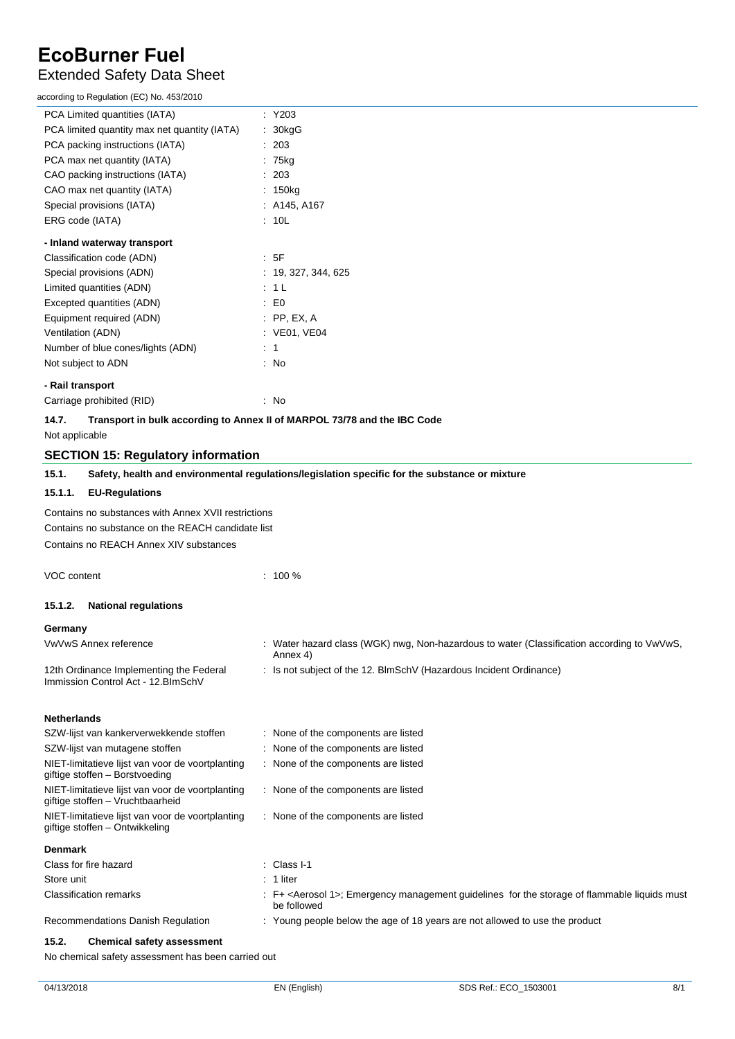| | |
|---|---|
| PCA Limited quantities (IATA) | : Y203 |
| PCA limited quantity max net quantity (IATA) | : 30kgG |
| PCA packing instructions (IATA) | : 203 |
| PCA max net quantity (IATA) | : 75kg |
| CAO packing instructions (IATA) | : 203 |
| CAO max net quantity (IATA) | : 150kg |
| Special provisions (IATA) | : A145, A167 |
| ERG code (IATA) | : 10L |

**- Inland waterway transport**

| | |
|---|---|
| Classification code (ADN) | : 5F |
| Special provisions (ADN) | : 19, 327, 344, 625 |
| Limited quantities (ADN) | : 1 L |
| Excepted quantities (ADN) | : E0 |
| Equipment required (ADN) | : PP, EX, A |
| Ventilation (ADN) | : VE01, VE04 |
| Number of blue cones/lights (ADN) | : 1 |
| Not subject to ADN | : No |

**- Rail transport**

| | |
|---|---|
| Carriage prohibited (RID) | : No |

### 14.7. Transport in bulk according to Annex II of MARPOL 73/78 and the IBC Code

Not applicable

## SECTION 15: Regulatory information

### 15.1. Safety, health and environmental regulations/legislation specific for the substance or mixture

#### 15.1.1. EU-Regulations

Contains no substances with Annex XVII restrictions

Contains no substance on the REACH candidate list

Contains no REACH Annex XIV substances

| | |
|---|---|
| VOC content | : 100 % |

#### 15.1.2. National regulations

**Germany**

| | |
|---|---|
| VwVwS Annex reference | : Water hazard class (WGK) nwg, Non-hazardous to water (Classification according to VwVwS, Annex 4) |
| 12th Ordinance Implementing the Federal Immission Control Act - 12.BImSchV | : Is not subject of the 12. BlmSchV (Hazardous Incident Ordinance) |

**Netherlands**

| | |
|---|---|
| SZW-lijst van kankerverwekkende stoffen | : None of the components are listed |
| SZW-lijst van mutagene stoffen | : None of the components are listed |
| NIET-limitatieve lijst van voor de voortplanting giftige stoffen – Borstvoeding | : None of the components are listed |
| NIET-limitatieve lijst van voor de voortplanting giftige stoffen – Vruchtbaarheid | : None of the components are listed |
| NIET-limitatieve lijst van voor de voortplanting giftige stoffen – Ontwikkeling | : None of the components are listed |

**Denmark**

| | |
|---|---|
| Class for fire hazard | : Class I-1 |
| Store unit | : 1 liter |
| Classification remarks | : F+ <Aerosol 1>; Emergency management guidelines for the storage of flammable liquids must be followed |
| Recommendations Danish Regulation | : Young people below the age of 18 years are not allowed to use the product |

### 15.2. Chemical safety assessment

No chemical safety assessment has been carried out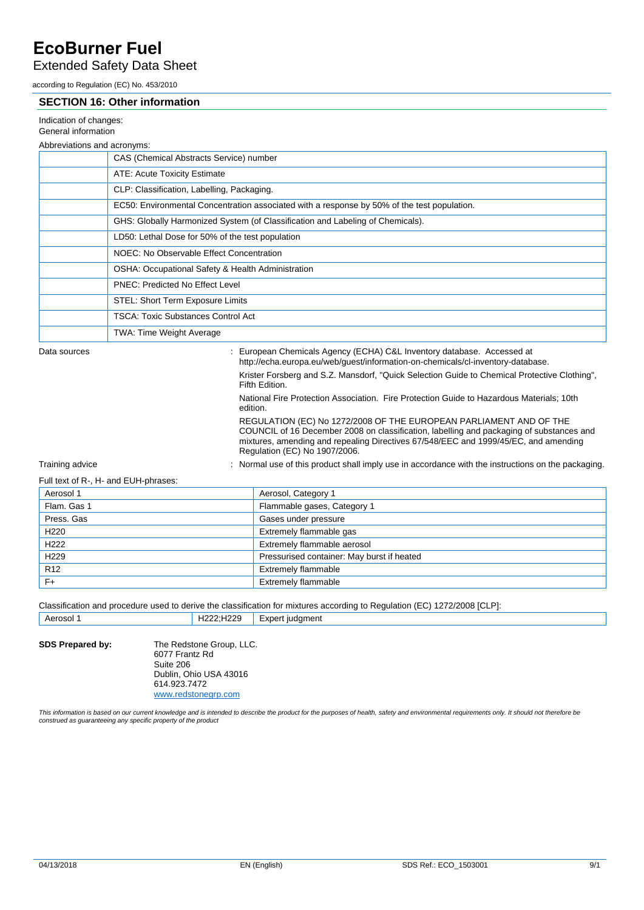# EcoBurner Fuel

Extended Safety Data Sheet

according to Regulation (EC) No. 453/2010

## SECTION 16: Other information

Indication of changes:

General information

Abbreviations and acronyms:

| | |
|---|---|
| | CAS (Chemical Abstracts Service) number |
| | ATE: Acute Toxicity Estimate |
| | CLP: Classification, Labelling, Packaging. |
| | EC50: Environmental Concentration associated with a response by 50% of the test population. |
| | GHS: Globally Harmonized System (of Classification and Labeling of Chemicals). |
| | LD50: Lethal Dose for 50% of the test population |
| | NOEC: No Observable Effect Concentration |
| | OSHA: Occupational Safety & Health Administration |
| | PNEC: Predicted No Effect Level |
| | STEL: Short Term Exposure Limits |
| | TSCA: Toxic Substances Control Act |
| | TWA: Time Weight Average |

Data sources : European Chemicals Agency (ECHA) C&L Inventory database. Accessed at http://echa.europa.eu/web/guest/information-on-chemicals/cl-inventory-database.

Krister Forsberg and S.Z. Mansdorf, "Quick Selection Guide to Chemical Protective Clothing", Fifth Edition.

National Fire Protection Association. Fire Protection Guide to Hazardous Materials; 10th edition.

REGULATION (EC) No 1272/2008 OF THE EUROPEAN PARLIAMENT AND OF THE COUNCIL of 16 December 2008 on classification, labelling and packaging of substances and mixtures, amending and repealing Directives 67/548/EEC and 1999/45/EC, and amending Regulation (EC) No 1907/2006.

Training advice : Normal use of this product shall imply use in accordance with the instructions on the packaging.

Full text of R-, H- and EUH-phrases:

| | |
|---|---|
| Aerosol 1 | Aerosol, Category 1 |
| Flam. Gas 1 | Flammable gases, Category 1 |
| Press. Gas | Gases under pressure |
| H220 | Extremely flammable gas |
| H222 | Extremely flammable aerosol |
| H229 | Pressurised container: May burst if heated |
| R12 | Extremely flammable |
| F+ | Extremely flammable |

Classification and procedure used to derive the classification for mixtures according to Regulation (EC) 1272/2008 [CLP]:

| | | |
|---|---|---|
| Aerosol 1 | H222;H229 | Expert judgment |

**SDS Prepared by:**

The Redstone Group, LLC.
6077 Frantz Rd
Suite 206
Dublin, Ohio USA 43016
614.923.7472
www.redstonegrp.com

*This information is based on our current knowledge and is intended to describe the product for the purposes of health, safety and environmental requirements only. It should not therefore be construed as guaranteeing any specific property of the product*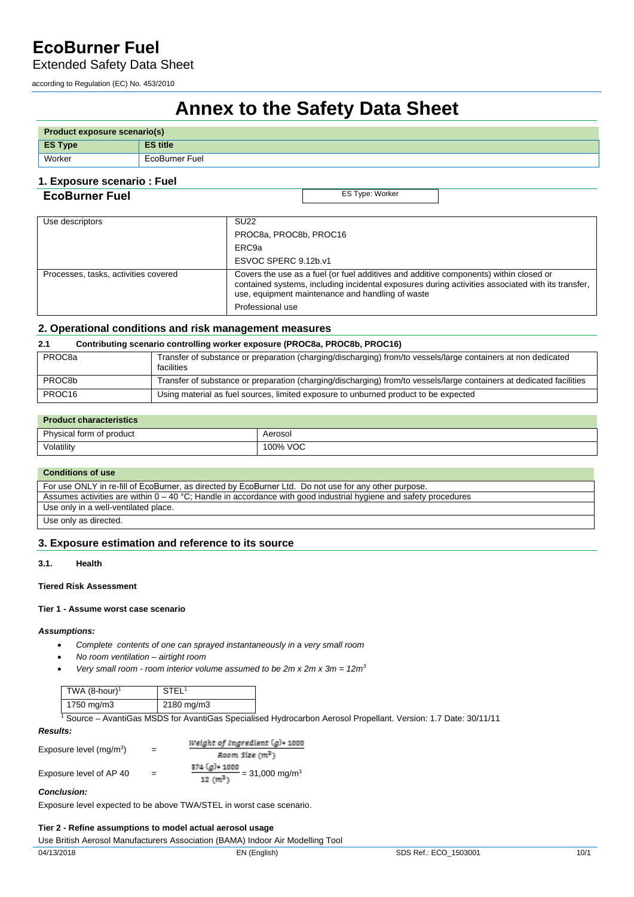# EcoBurner Fuel

Extended Safety Data Sheet

according to Regulation (EC) No. 453/2010

# Annex to the Safety Data Sheet

| Product exposure scenario(s) | |
|---|---|
| **ES Type** | **ES title** |
| Worker | EcoBurner Fuel |

## 1. Exposure scenario : Fuel

**EcoBurner Fuel** — ES Type: Worker

| | |
|---|---|
| Use descriptors | SU22 |
| | PROC8a, PROC8b, PROC16 |
| | ERC9a |
| | ESVOC SPERC 9.12b.v1 |
| Processes, tasks, activities covered | Covers the use as a fuel (or fuel additives and additive components) within closed or contained systems, including incidental exposures during activities associated with its transfer, use, equipment maintenance and handling of waste |
| | Professional use |

## 2. Operational conditions and risk management measures

**2.1 Contributing scenario controlling worker exposure (PROC8a, PROC8b, PROC16)**

| | |
|---|---|
| PROC8a | Transfer of substance or preparation (charging/discharging) from/to vessels/large containers at non dedicated facilities |
| PROC8b | Transfer of substance or preparation (charging/discharging) from/to vessels/large containers at dedicated facilities |
| PROC16 | Using material as fuel sources, limited exposure to unburned product to be expected |

| Product characteristics | |
|---|---|
| Physical form of product | Aerosol |
| Volatility | 100% VOC |

| Conditions of use |
|---|
| For use ONLY in re-fill of EcoBurner, as directed by EcoBurner Ltd. Do not use for any other purpose. |
| Assumes activities are within 0 – 40 °C; Handle in accordance with good industrial hygiene and safety procedures |
| Use only in a well-ventilated place. |
| Use only as directed. |

## 3. Exposure estimation and reference to its source

**3.1. Health**

**Tiered Risk Assessment**

**Tier 1 - Assume worst case scenario**

***Assumptions:***

- *Complete contents of one can sprayed instantaneously in a very small room*
- *No room ventilation – airtight room*
- *Very small room - room interior volume assumed to be 2m x 2m x 3m = 12m³*

| TWA (8-hour)[1] | STEL[1] |
|---|---|
| 1750 mg/m3 | 2180 mg/m3 |

[1] Source – AvantiGas MSDS for AvantiGas Specialised Hydrocarbon Aerosol Propellant. Version: 1.7 Date: 30/11/11

***Results:***

Exposure level (mg/m³) $= \dfrac{\text{Weight of Ingredient (g)} * 1000}{\text{Room Size } (m^3)}$

Exposure level of AP 40 $= \dfrac{374\ (g) * 1000}{12\ (m^3)} = 31{,}000\ \text{mg/m}^3$

***Conclusion:***

Exposure level expected to be above TWA/STEL in worst case scenario.

**Tier 2 - Refine assumptions to model actual aerosol usage**

Use British Aerosol Manufacturers Association (BAMA) Indoor Air Modelling Tool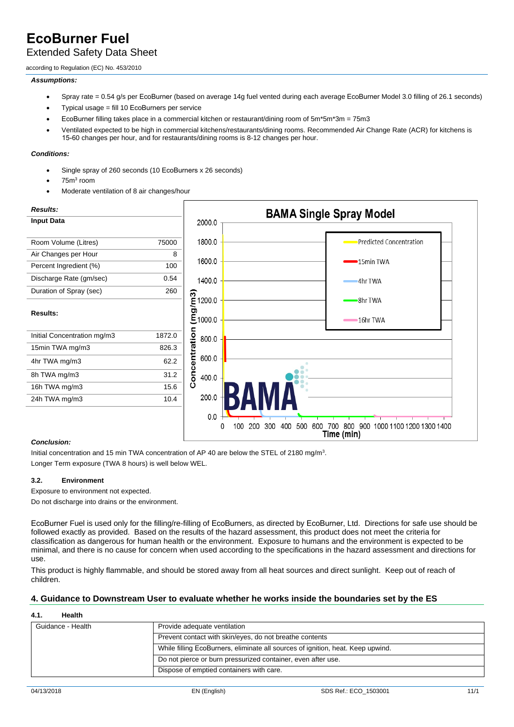# EcoBurner Fuel

Extended Safety Data Sheet

according to Regulation (EC) No. 453/2010

***Assumptions:***

- Spray rate = 0.54 g/s per EcoBurner (based on average 14g fuel vented during each average EcoBurner Model 3.0 filling of 26.1 seconds)
- Typical usage = fill 10 EcoBurners per service
- EcoBurner filling takes place in a commercial kitchen or restaurant/dining room of 5m\*5m\*3m = 75m3
- Ventilated expected to be high in commercial kitchens/restaurants/dining rooms. Recommended Air Change Rate (ACR) for kitchens is 15-60 changes per hour, and for restaurants/dining rooms is 8-12 changes per hour.

***Conditions:***

- Single spray of 260 seconds (10 EcoBurners x 26 seconds)
- 75m$^3$ room
- Moderate ventilation of 8 air changes/hour

***Results:***

**Input Data**

| | |
|---|---|
| Room Volume (Litres) | 75000 |
| Air Changes per Hour | 8 |
| Percent Ingredient (%) | 100 |
| Discharge Rate (gm/sec) | 0.54 |
| Duration of Spray (sec) | 260 |

**Results:**

| | |
|---|---|
| Initial Concentration mg/m3 | 1872.0 |
| 15min TWA mg/m3 | 826.3 |
| 4hr TWA mg/m3 | 62.2 |
| 8h TWA mg/m3 | 31.2 |
| 16h TWA mg/m3 | 15.6 |
| 24h TWA mg/m3 | 10.4 |

**BAMA Single Spray Model**

***Conclusion:***

Initial concentration and 15 min TWA concentration of AP 40 are below the STEL of 2180 mg/m$^3$.

Longer Term exposure (TWA 8 hours) is well below WEL.

### 3.2. Environment

Exposure to environment not expected.

Do not discharge into drains or the environment.

EcoBurner Fuel is used only for the filling/re-filling of EcoBurners, as directed by EcoBurner, Ltd. Directions for safe use should be followed exactly as provided. Based on the results of the hazard assessment, this product does not meet the criteria for classification as dangerous for human health or the environment. Exposure to humans and the environment is expected to be minimal, and there is no cause for concern when used according to the specifications in the hazard assessment and directions for use.

This product is highly flammable, and should be stored away from all heat sources and direct sunlight. Keep out of reach of children.

## 4. Guidance to Downstream User to evaluate whether he works inside the boundaries set by the ES

### 4.1. Health

| | |
|---|---|
| Guidance - Health | Provide adequate ventilation |
| | Prevent contact with skin/eyes, do not breathe contents |
| | While filling EcoBurners, eliminate all sources of ignition, heat. Keep upwind. |
| | Do not pierce or burn pressurized container, even after use. |
| | Dispose of emptied containers with care. |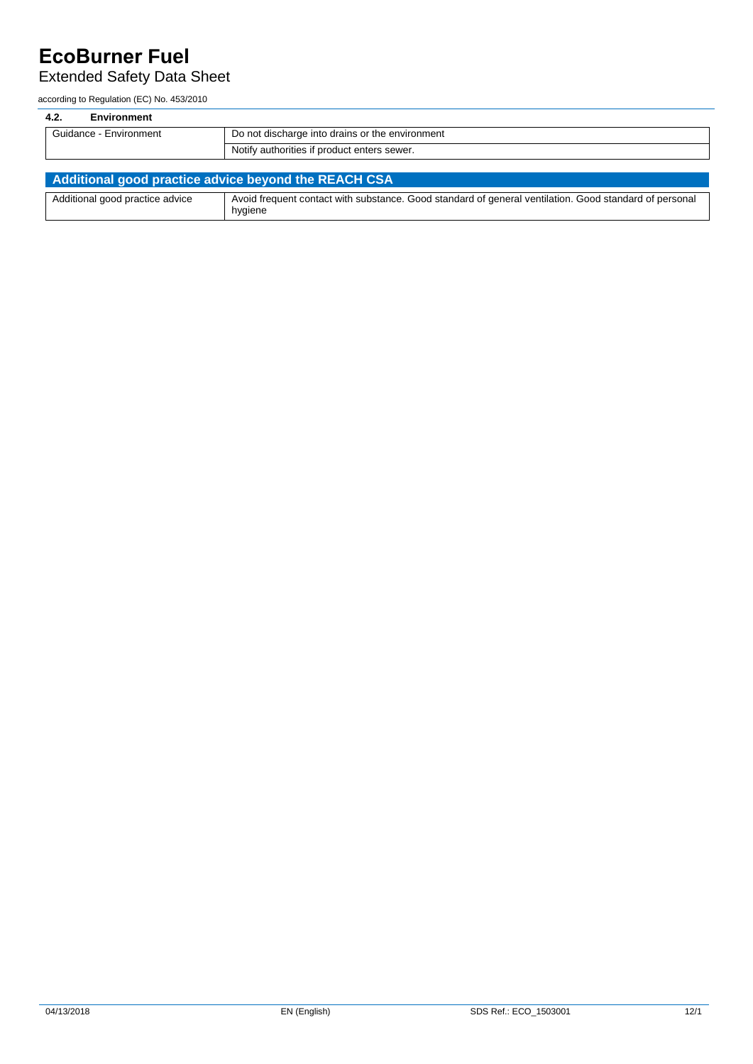### 4.2. Environment

| | |
|---|---|
| Guidance - Environment | Do not discharge into drains or the environment |
| | Notify authorities if product enters sewer. |

## Additional good practice advice beyond the REACH CSA

| | |
|---|---|
| Additional good practice advice | Avoid frequent contact with substance. Good standard of general ventilation. Good standard of personal hygiene |